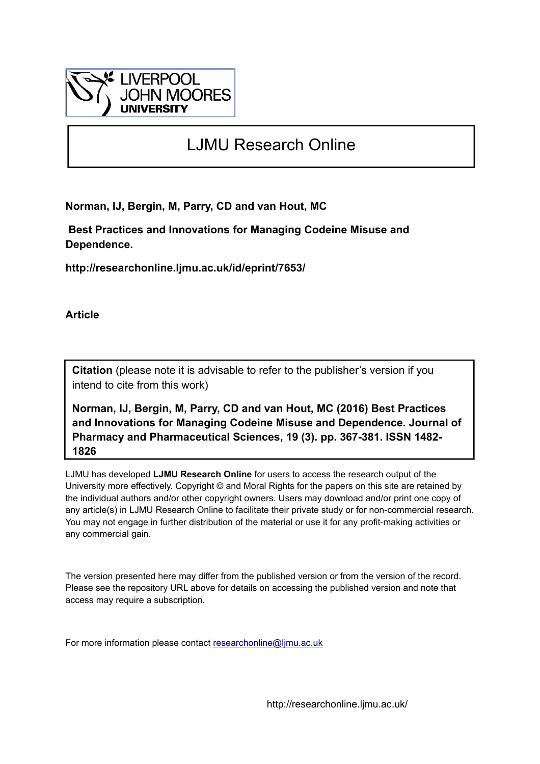LIVERPOOL
JOHN MOORES
UNIVERSITY

# LJMU Research Online

**Norman, IJ, Bergin, M, Parry, CD and van Hout, MC**

**Best Practices and Innovations for Managing Codeine Misuse and Dependence.**

**http://researchonline.ljmu.ac.uk/id/eprint/7653/**

**Article**

**Citation** (please note it is advisable to refer to the publisher's version if you intend to cite from this work)

**Norman, IJ, Bergin, M, Parry, CD and van Hout, MC (2016) Best Practices and Innovations for Managing Codeine Misuse and Dependence. Journal of Pharmacy and Pharmaceutical Sciences, 19 (3). pp. 367-381. ISSN 1482-1826**

LJMU has developed **LJMU Research Online** for users to access the research output of the University more effectively. Copyright © and Moral Rights for the papers on this site are retained by the individual authors and/or other copyright owners. Users may download and/or print one copy of any article(s) in LJMU Research Online to facilitate their private study or for non-commercial research. You may not engage in further distribution of the material or use it for any profit-making activities or any commercial gain.

The version presented here may differ from the published version or from the version of the record. Please see the repository URL above for details on accessing the published version and note that access may require a subscription.

For more information please contact researchonline@ljmu.ac.uk

http://researchonline.ljmu.ac.uk/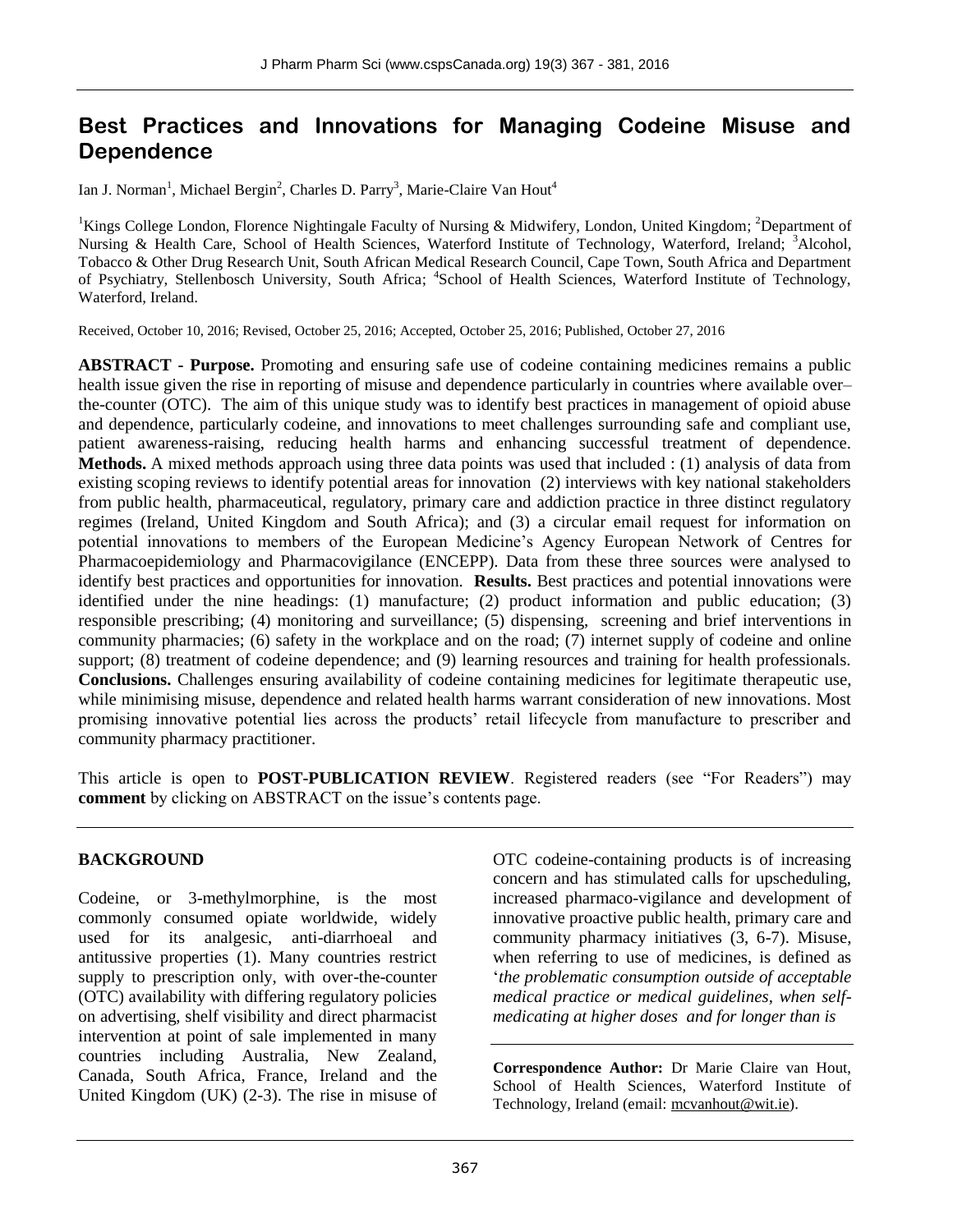# Best Practices and Innovations for Managing Codeine Misuse and Dependence

Ian J. Norman[1], Michael Bergin[2], Charles D. Parry[3], Marie-Claire Van Hout[4]

[1]Kings College London, Florence Nightingale Faculty of Nursing & Midwifery, London, United Kingdom; [2]Department of Nursing & Health Care, School of Health Sciences, Waterford Institute of Technology, Waterford, Ireland; [3]Alcohol, Tobacco & Other Drug Research Unit, South African Medical Research Council, Cape Town, South Africa and Department of Psychiatry, Stellenbosch University, South Africa; [4]School of Health Sciences, Waterford Institute of Technology, Waterford, Ireland.

Received, October 10, 2016; Revised, October 25, 2016; Accepted, October 25, 2016; Published, October 27, 2016

**ABSTRACT - Purpose.** Promoting and ensuring safe use of codeine containing medicines remains a public health issue given the rise in reporting of misuse and dependence particularly in countries where available over–the-counter (OTC). The aim of this unique study was to identify best practices in management of opioid abuse and dependence, particularly codeine, and innovations to meet challenges surrounding safe and compliant use, patient awareness-raising, reducing health harms and enhancing successful treatment of dependence. **Methods.** A mixed methods approach using three data points was used that included : (1) analysis of data from existing scoping reviews to identify potential areas for innovation (2) interviews with key national stakeholders from public health, pharmaceutical, regulatory, primary care and addiction practice in three distinct regulatory regimes (Ireland, United Kingdom and South Africa); and (3) a circular email request for information on potential innovations to members of the European Medicine's Agency European Network of Centres for Pharmacoepidemiology and Pharmacovigilance (ENCEPP). Data from these three sources were analysed to identify best practices and opportunities for innovation. **Results.** Best practices and potential innovations were identified under the nine headings: (1) manufacture; (2) product information and public education; (3) responsible prescribing; (4) monitoring and surveillance; (5) dispensing, screening and brief interventions in community pharmacies; (6) safety in the workplace and on the road; (7) internet supply of codeine and online support; (8) treatment of codeine dependence; and (9) learning resources and training for health professionals. **Conclusions.** Challenges ensuring availability of codeine containing medicines for legitimate therapeutic use, while minimising misuse, dependence and related health harms warrant consideration of new innovations. Most promising innovative potential lies across the products' retail lifecycle from manufacture to prescriber and community pharmacy practitioner.

This article is open to **POST-PUBLICATION REVIEW**. Registered readers (see "For Readers") may **comment** by clicking on ABSTRACT on the issue's contents page.

## BACKGROUND

Codeine, or 3-methylmorphine, is the most commonly consumed opiate worldwide, widely used for its analgesic, anti-diarrhoeal and antitussive properties (1). Many countries restrict supply to prescription only, with over-the-counter (OTC) availability with differing regulatory policies on advertising, shelf visibility and direct pharmacist intervention at point of sale implemented in many countries including Australia, New Zealand, Canada, South Africa, France, Ireland and the United Kingdom (UK) (2-3). The rise in misuse of OTC codeine-containing products is of increasing concern and has stimulated calls for upscheduling, increased pharmaco-vigilance and development of innovative proactive public health, primary care and community pharmacy initiatives (3, 6-7). Misuse, when referring to use of medicines, is defined as '*the problematic consumption outside of acceptable medical practice or medical guidelines, when self-medicating at higher doses and for longer than is*

**Correspondence Author:** Dr Marie Claire van Hout, School of Health Sciences, Waterford Institute of Technology, Ireland (email: mcvanhout@wit.ie).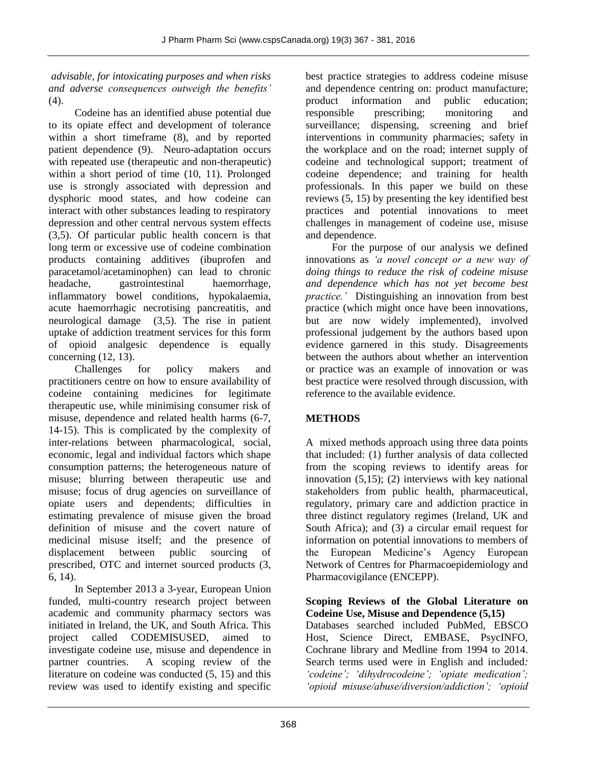*advisable, for intoxicating purposes and when risks and adverse consequences outweigh the benefits'* (4).

Codeine has an identified abuse potential due to its opiate effect and development of tolerance within a short timeframe (8), and by reported patient dependence (9). Neuro-adaptation occurs with repeated use (therapeutic and non-therapeutic) within a short period of time (10, 11). Prolonged use is strongly associated with depression and dysphoric mood states, and how codeine can interact with other substances leading to respiratory depression and other central nervous system effects (3,5). Of particular public health concern is that long term or excessive use of codeine combination products containing additives (ibuprofen and paracetamol/acetaminophen) can lead to chronic headache, gastrointestinal haemorrhage, inflammatory bowel conditions, hypokalaemia, acute haemorrhagic necrotising pancreatitis, and neurological damage (3,5). The rise in patient uptake of addiction treatment services for this form of opioid analgesic dependence is equally concerning (12, 13).

Challenges for policy makers and practitioners centre on how to ensure availability of codeine containing medicines for legitimate therapeutic use, while minimising consumer risk of misuse, dependence and related health harms (6-7, 14-15). This is complicated by the complexity of inter-relations between pharmacological, social, economic, legal and individual factors which shape consumption patterns; the heterogeneous nature of misuse; blurring between therapeutic use and misuse; focus of drug agencies on surveillance of opiate users and dependents; difficulties in estimating prevalence of misuse given the broad definition of misuse and the covert nature of medicinal misuse itself; and the presence of displacement between public sourcing of prescribed, OTC and internet sourced products (3, 6, 14).

In September 2013 a 3-year, European Union funded, multi-country research project between academic and community pharmacy sectors was initiated in Ireland, the UK, and South Africa. This project called CODEMISUSED, aimed to investigate codeine use, misuse and dependence in partner countries. A scoping review of the literature on codeine was conducted (5, 15) and this review was used to identify existing and specific best practice strategies to address codeine misuse and dependence centring on: product manufacture; product information and public education; responsible prescribing; monitoring and surveillance; dispensing, screening and brief interventions in community pharmacies; safety in the workplace and on the road; internet supply of codeine and technological support; treatment of codeine dependence; and training for health professionals. In this paper we build on these reviews (5, 15) by presenting the key identified best practices and potential innovations to meet challenges in management of codeine use, misuse and dependence.

For the purpose of our analysis we defined innovations as *'a novel concept or a new way of doing things to reduce the risk of codeine misuse and dependence which has not yet become best practice.'* Distinguishing an innovation from best practice (which might once have been innovations, but are now widely implemented), involved professional judgement by the authors based upon evidence garnered in this study. Disagreements between the authors about whether an intervention or practice was an example of innovation or was best practice were resolved through discussion, with reference to the available evidence.

## METHODS

A mixed methods approach using three data points that included: (1) further analysis of data collected from the scoping reviews to identify areas for innovation (5,15); (2) interviews with key national stakeholders from public health, pharmaceutical, regulatory, primary care and addiction practice in three distinct regulatory regimes (Ireland, UK and South Africa); and (3) a circular email request for information on potential innovations to members of the European Medicine's Agency European Network of Centres for Pharmacoepidemiology and Pharmacovigilance (ENCEPP).

### Scoping Reviews of the Global Literature on Codeine Use, Misuse and Dependence (5,15)

Databases searched included PubMed, EBSCO Host, Science Direct, EMBASE, PsycINFO, Cochrane library and Medline from 1994 to 2014. Search terms used were in English and included*: 'codeine'; 'dihydrocodeine'; 'opiate medication'; 'opioid misuse/abuse/diversion/addiction'; 'opioid*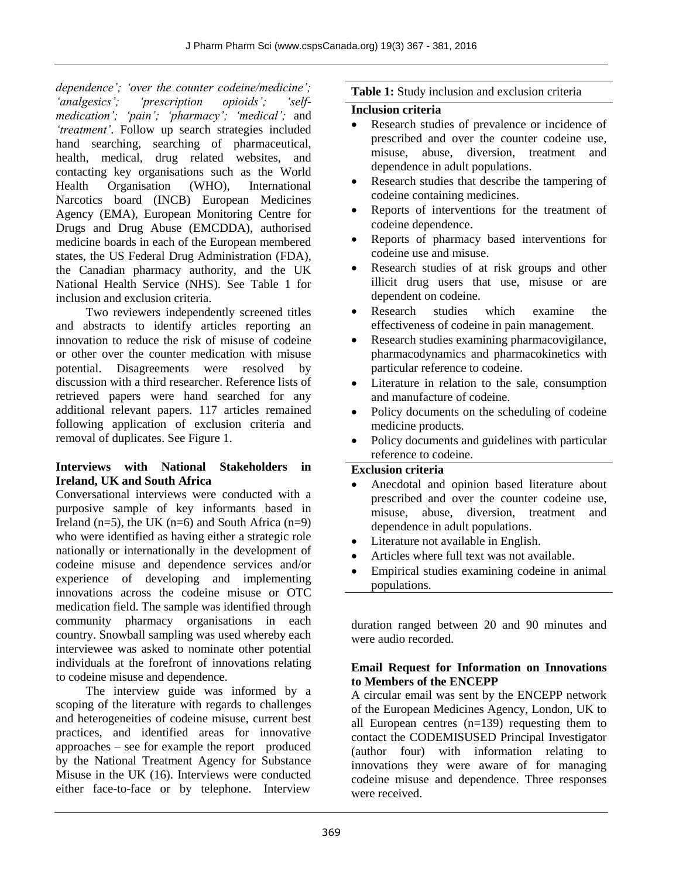*dependence'; 'over the counter codeine/medicine'; 'analgesics'; 'prescription opioids'; 'self-medication'; 'pain'; 'pharmacy'; 'medical';* and *'treatment'*. Follow up search strategies included hand searching, searching of pharmaceutical, health, medical, drug related websites, and contacting key organisations such as the World Health Organisation (WHO), International Narcotics board (INCB) European Medicines Agency (EMA), European Monitoring Centre for Drugs and Drug Abuse (EMCDDA), authorised medicine boards in each of the European membered states, the US Federal Drug Administration (FDA), the Canadian pharmacy authority, and the UK National Health Service (NHS). See Table 1 for inclusion and exclusion criteria.

Two reviewers independently screened titles and abstracts to identify articles reporting an innovation to reduce the risk of misuse of codeine or other over the counter medication with misuse potential. Disagreements were resolved by discussion with a third researcher. Reference lists of retrieved papers were hand searched for any additional relevant papers. 117 articles remained following application of exclusion criteria and removal of duplicates. See Figure 1.

**Table 1:** Study inclusion and exclusion criteria

**Inclusion criteria**

- Research studies of prevalence or incidence of prescribed and over the counter codeine use, misuse, abuse, diversion, treatment and dependence in adult populations.
- Research studies that describe the tampering of codeine containing medicines.
- Reports of interventions for the treatment of codeine dependence.
- Reports of pharmacy based interventions for codeine use and misuse.
- Research studies of at risk groups and other illicit drug users that use, misuse or are dependent on codeine.
- Research studies which examine the effectiveness of codeine in pain management.
- Research studies examining pharmacovigilance, pharmacodynamics and pharmacokinetics with particular reference to codeine.
- Literature in relation to the sale, consumption and manufacture of codeine.
- Policy documents on the scheduling of codeine medicine products.
- Policy documents and guidelines with particular reference to codeine.

**Exclusion criteria**

- Anecdotal and opinion based literature about prescribed and over the counter codeine use, misuse, abuse, diversion, treatment and dependence in adult populations.
- Literature not available in English.
- Articles where full text was not available.
- Empirical studies examining codeine in animal populations.

### Interviews with National Stakeholders in Ireland, UK and South Africa

Conversational interviews were conducted with a purposive sample of key informants based in Ireland (n=5), the UK (n=6) and South Africa (n=9) who were identified as having either a strategic role nationally or internationally in the development of codeine misuse and dependence services and/or experience of developing and implementing innovations across the codeine misuse or OTC medication field. The sample was identified through community pharmacy organisations in each country. Snowball sampling was used whereby each interviewee was asked to nominate other potential individuals at the forefront of innovations relating to codeine misuse and dependence.

The interview guide was informed by a scoping of the literature with regards to challenges and heterogeneities of codeine misuse, current best practices, and identified areas for innovative approaches – see for example the report produced by the National Treatment Agency for Substance Misuse in the UK (16). Interviews were conducted either face-to-face or by telephone. Interview duration ranged between 20 and 90 minutes and were audio recorded.

### Email Request for Information on Innovations to Members of the ENCEPP

A circular email was sent by the ENCEPP network of the European Medicines Agency, London, UK to all European centres (n=139) requesting them to contact the CODEMISUSED Principal Investigator (author four) with information relating to innovations they were aware of for managing codeine misuse and dependence. Three responses were received.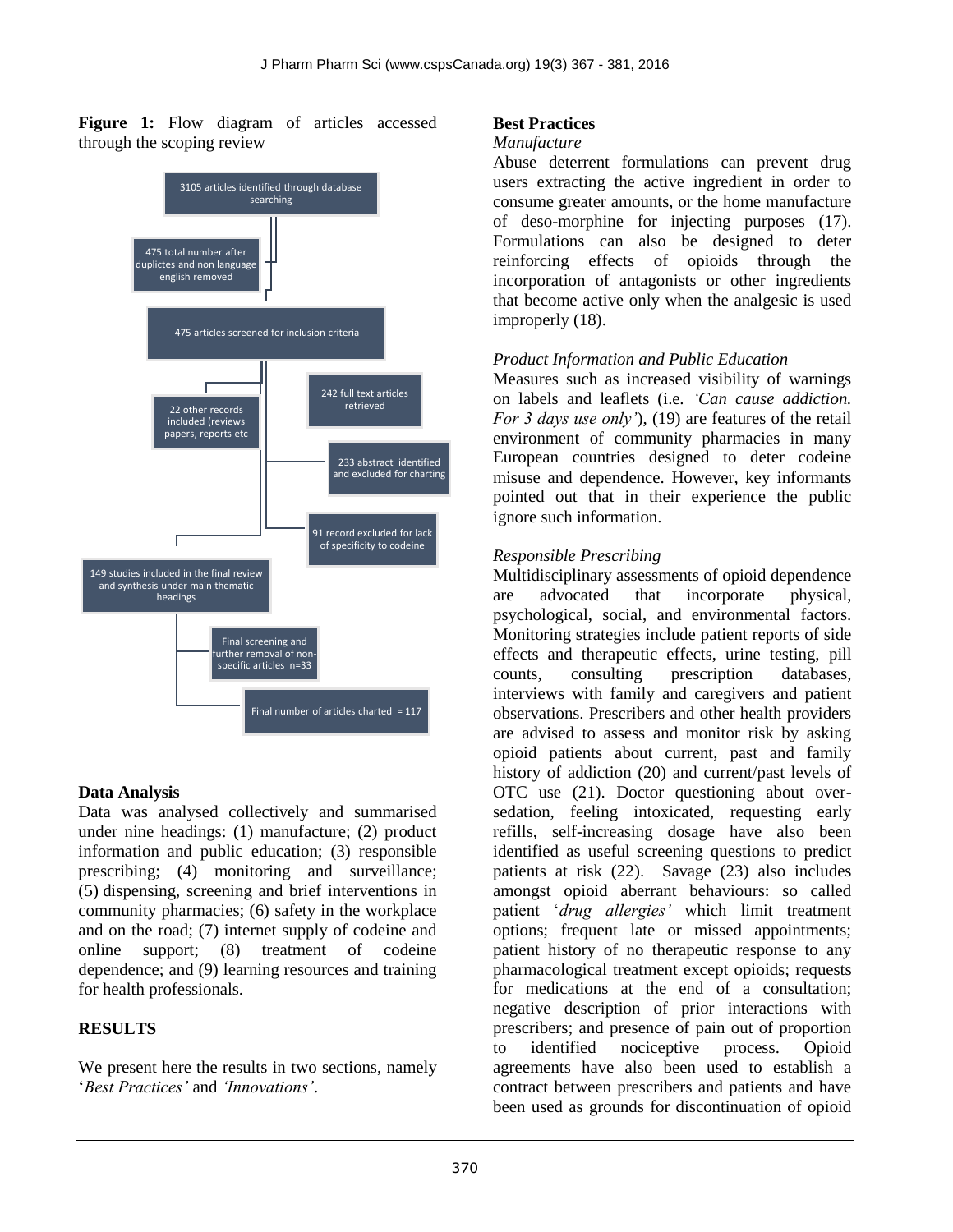**Figure 1:** Flow diagram of articles accessed through the scoping review

3105 articles identified through database searching

475 total number after duplictes and non language english removed

475 articles screened for inclusion criteria

242 full text articles retrieved

22 other records included (reviews papers, reports etc

233 abstract identified and excluded for charting

91 record excluded for lack of specificity to codeine

149 studies included in the final review and synthesis under main thematic headings

Final screening and further removal of non-specific articles n=33

Final number of articles charted = 117

## Data Analysis

Data was analysed collectively and summarised under nine headings: (1) manufacture; (2) product information and public education; (3) responsible prescribing; (4) monitoring and surveillance; (5) dispensing, screening and brief interventions in community pharmacies; (6) safety in the workplace and on the road; (7) internet supply of codeine and online support; (8) treatment of codeine dependence; and (9) learning resources and training for health professionals.

## RESULTS

We present here the results in two sections, namely '*Best Practices'* and *'Innovations'*.

### Best Practices

*Manufacture*

Abuse deterrent formulations can prevent drug users extracting the active ingredient in order to consume greater amounts, or the home manufacture of deso-morphine for injecting purposes (17). Formulations can also be designed to deter reinforcing effects of opioids through the incorporation of antagonists or other ingredients that become active only when the analgesic is used improperly (18).

*Product Information and Public Education*

Measures such as increased visibility of warnings on labels and leaflets (i.e. *'Can cause addiction. For 3 days use only'*), (19) are features of the retail environment of community pharmacies in many European countries designed to deter codeine misuse and dependence. However, key informants pointed out that in their experience the public ignore such information.

*Responsible Prescribing*

Multidisciplinary assessments of opioid dependence are advocated that incorporate physical, psychological, social, and environmental factors. Monitoring strategies include patient reports of side effects and therapeutic effects, urine testing, pill counts, consulting prescription databases, interviews with family and caregivers and patient observations. Prescribers and other health providers are advised to assess and monitor risk by asking opioid patients about current, past and family history of addiction (20) and current/past levels of OTC use (21). Doctor questioning about over-sedation, feeling intoxicated, requesting early refills, self-increasing dosage have also been identified as useful screening questions to predict patients at risk (22). Savage (23) also includes amongst opioid aberrant behaviours: so called patient '*drug allergies'* which limit treatment options; frequent late or missed appointments; patient history of no therapeutic response to any pharmacological treatment except opioids; requests for medications at the end of a consultation; negative description of prior interactions with prescribers; and presence of pain out of proportion to identified nociceptive process. Opioid agreements have also been used to establish a contract between prescribers and patients and have been used as grounds for discontinuation of opioid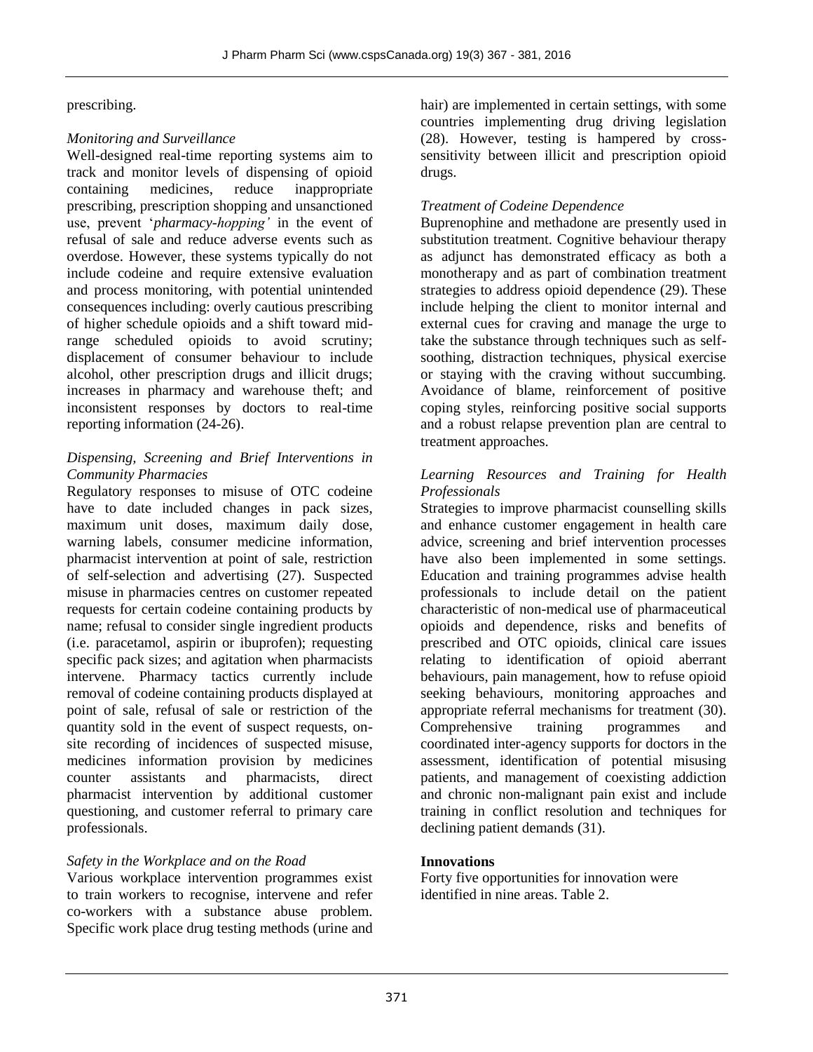prescribing.

*Monitoring and Surveillance*

Well-designed real-time reporting systems aim to track and monitor levels of dispensing of opioid containing medicines, reduce inappropriate prescribing, prescription shopping and unsanctioned use, prevent '*pharmacy-hopping'* in the event of refusal of sale and reduce adverse events such as overdose. However, these systems typically do not include codeine and require extensive evaluation and process monitoring, with potential unintended consequences including: overly cautious prescribing of higher schedule opioids and a shift toward mid-range scheduled opioids to avoid scrutiny; displacement of consumer behaviour to include alcohol, other prescription drugs and illicit drugs; increases in pharmacy and warehouse theft; and inconsistent responses by doctors to real-time reporting information (24-26).

*Dispensing, Screening and Brief Interventions in Community Pharmacies*

Regulatory responses to misuse of OTC codeine have to date included changes in pack sizes, maximum unit doses, maximum daily dose, warning labels, consumer medicine information, pharmacist intervention at point of sale, restriction of self-selection and advertising (27). Suspected misuse in pharmacies centres on customer repeated requests for certain codeine containing products by name; refusal to consider single ingredient products (i.e. paracetamol, aspirin or ibuprofen); requesting specific pack sizes; and agitation when pharmacists intervene. Pharmacy tactics currently include removal of codeine containing products displayed at point of sale, refusal of sale or restriction of the quantity sold in the event of suspect requests, on-site recording of incidences of suspected misuse, medicines information provision by medicines counter assistants and pharmacists, direct pharmacist intervention by additional customer questioning, and customer referral to primary care professionals.

*Safety in the Workplace and on the Road*

Various workplace intervention programmes exist to train workers to recognise, intervene and refer co-workers with a substance abuse problem. Specific work place drug testing methods (urine and hair) are implemented in certain settings, with some countries implementing drug driving legislation (28). However, testing is hampered by cross-sensitivity between illicit and prescription opioid drugs.

*Treatment of Codeine Dependence*

Buprenophine and methadone are presently used in substitution treatment. Cognitive behaviour therapy as adjunct has demonstrated efficacy as both a monotherapy and as part of combination treatment strategies to address opioid dependence (29). These include helping the client to monitor internal and external cues for craving and manage the urge to take the substance through techniques such as self-soothing, distraction techniques, physical exercise or staying with the craving without succumbing. Avoidance of blame, reinforcement of positive coping styles, reinforcing positive social supports and a robust relapse prevention plan are central to treatment approaches.

*Learning Resources and Training for Health Professionals*

Strategies to improve pharmacist counselling skills and enhance customer engagement in health care advice, screening and brief intervention processes have also been implemented in some settings. Education and training programmes advise health professionals to include detail on the patient characteristic of non-medical use of pharmaceutical opioids and dependence, risks and benefits of prescribed and OTC opioids, clinical care issues relating to identification of opioid aberrant behaviours, pain management, how to refuse opioid seeking behaviours, monitoring approaches and appropriate referral mechanisms for treatment (30). Comprehensive training programmes and coordinated inter-agency supports for doctors in the assessment, identification of potential misusing patients, and management of coexisting addiction and chronic non-malignant pain exist and include training in conflict resolution and techniques for declining patient demands (31).

**Innovations**

Forty five opportunities for innovation were identified in nine areas. Table 2.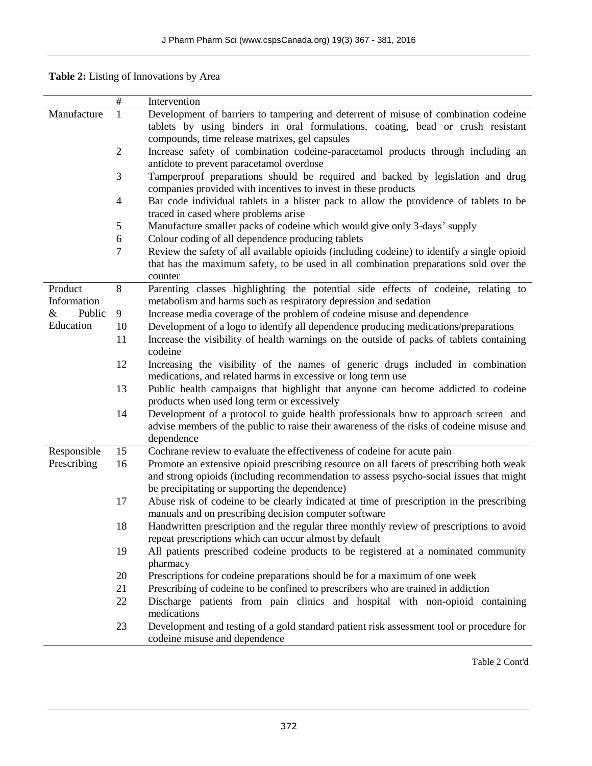**Table 2:** Listing of Innovations by Area

| | # | Intervention |
|---|---|---|
| Manufacture | 1 | Development of barriers to tampering and deterrent of misuse of combination codeine tablets by using binders in oral formulations, coating, bead or crush resistant compounds, time release matrixes, gel capsules |
| | 2 | Increase safety of combination codeine-paracetamol products through including an antidote to prevent paracetamol overdose |
| | 3 | Tamperproof preparations should be required and backed by legislation and drug companies provided with incentives to invest in these products |
| | 4 | Bar code individual tablets in a blister pack to allow the providence of tablets to be traced in cased where problems arise |
| | 5 | Manufacture smaller packs of codeine which would give only 3-days' supply |
| | 6 | Colour coding of all dependence producing tablets |
| | 7 | Review the safety of all available opioids (including codeine) to identify a single opioid that has the maximum safety, to be used in all combination preparations sold over the counter |
| Product Information & Public Education | 8 | Parenting classes highlighting the potential side effects of codeine, relating to metabolism and harms such as respiratory depression and sedation |
| | 9 | Increase media coverage of the problem of codeine misuse and dependence |
| | 10 | Development of a logo to identify all dependence producing medications/preparations |
| | 11 | Increase the visibility of health warnings on the outside of packs of tablets containing codeine |
| | 12 | Increasing the visibility of the names of generic drugs included in combination medications, and related harms in excessive or long term use |
| | 13 | Public health campaigns that highlight that anyone can become addicted to codeine products when used long term or excessively |
| | 14 | Development of a protocol to guide health professionals how to approach screen and advise members of the public to raise their awareness of the risks of codeine misuse and dependence |
| Responsible Prescribing | 15 | Cochrane review to evaluate the effectiveness of codeine for acute pain |
| | 16 | Promote an extensive opioid prescribing resource on all facets of prescribing both weak and strong opioids (including recommendation to assess psycho-social issues that might be precipitating or supporting the dependence) |
| | 17 | Abuse risk of codeine to be clearly indicated at time of prescription in the prescribing manuals and on prescribing decision computer software |
| | 18 | Handwritten prescription and the regular three monthly review of prescriptions to avoid repeat prescriptions which can occur almost by default |
| | 19 | All patients prescribed codeine products to be registered at a nominated community pharmacy |
| | 20 | Prescriptions for codeine preparations should be for a maximum of one week |
| | 21 | Prescribing of codeine to be confined to prescribers who are trained in addiction |
| | 22 | Discharge patients from pain clinics and hospital with non-opioid containing medications |
| | 23 | Development and testing of a gold standard patient risk assessment tool or procedure for codeine misuse and dependence |

Table 2 Cont'd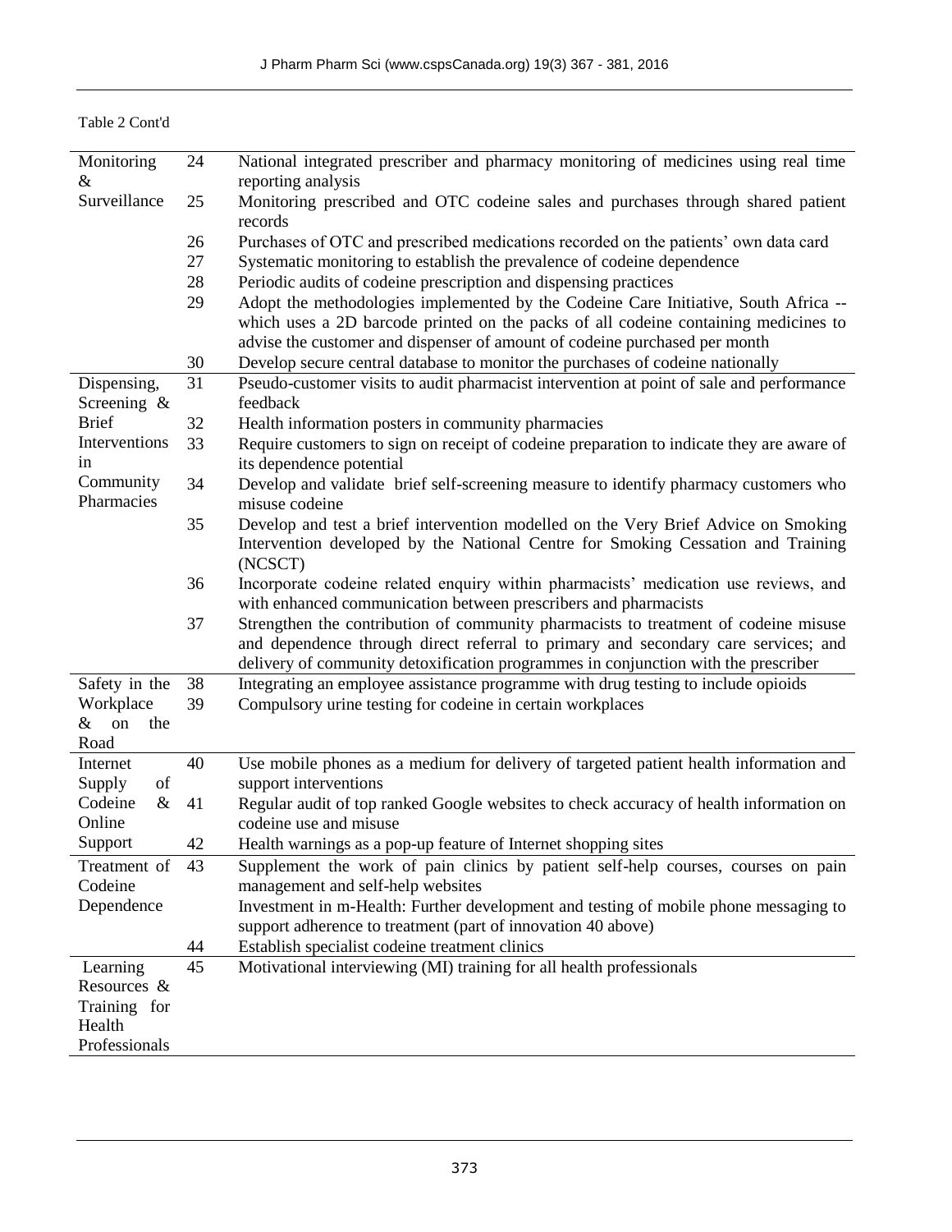Table 2 Cont'd

| | | |
|---|---|---|
| Monitoring & Surveillance | 24 | National integrated prescriber and pharmacy monitoring of medicines using real time reporting analysis |
| | 25 | Monitoring prescribed and OTC codeine sales and purchases through shared patient records |
| | 26 | Purchases of OTC and prescribed medications recorded on the patients' own data card |
| | 27 | Systematic monitoring to establish the prevalence of codeine dependence |
| | 28 | Periodic audits of codeine prescription and dispensing practices |
| | 29 | Adopt the methodologies implemented by the Codeine Care Initiative, South Africa -- which uses a 2D barcode printed on the packs of all codeine containing medicines to advise the customer and dispenser of amount of codeine purchased per month |
| | 30 | Develop secure central database to monitor the purchases of codeine nationally |
| Dispensing, Screening & Brief Interventions in Community Pharmacies | 31 | Pseudo-customer visits to audit pharmacist intervention at point of sale and performance feedback |
| | 32 | Health information posters in community pharmacies |
| | 33 | Require customers to sign on receipt of codeine preparation to indicate they are aware of its dependence potential |
| | 34 | Develop and validate brief self-screening measure to identify pharmacy customers who misuse codeine |
| | 35 | Develop and test a brief intervention modelled on the Very Brief Advice on Smoking Intervention developed by the National Centre for Smoking Cessation and Training (NCSCT) |
| | 36 | Incorporate codeine related enquiry within pharmacists' medication use reviews, and with enhanced communication between prescribers and pharmacists |
| | 37 | Strengthen the contribution of community pharmacists to treatment of codeine misuse and dependence through direct referral to primary and secondary care services; and delivery of community detoxification programmes in conjunction with the prescriber |
| Safety in the Workplace & on the Road | 38 | Integrating an employee assistance programme with drug testing to include opioids |
| | 39 | Compulsory urine testing for codeine in certain workplaces |
| Internet Supply of Codeine & Online Support | 40 | Use mobile phones as a medium for delivery of targeted patient health information and support interventions |
| | 41 | Regular audit of top ranked Google websites to check accuracy of health information on codeine use and misuse |
| | 42 | Health warnings as a pop-up feature of Internet shopping sites |
| Treatment of Codeine Dependence | 43 | Supplement the work of pain clinics by patient self-help courses, courses on pain management and self-help websites |
| | | Investment in m-Health: Further development and testing of mobile phone messaging to support adherence to treatment (part of innovation 40 above) |
| | 44 | Establish specialist codeine treatment clinics |
| Learning Resources & Training for Health Professionals | 45 | Motivational interviewing (MI) training for all health professionals |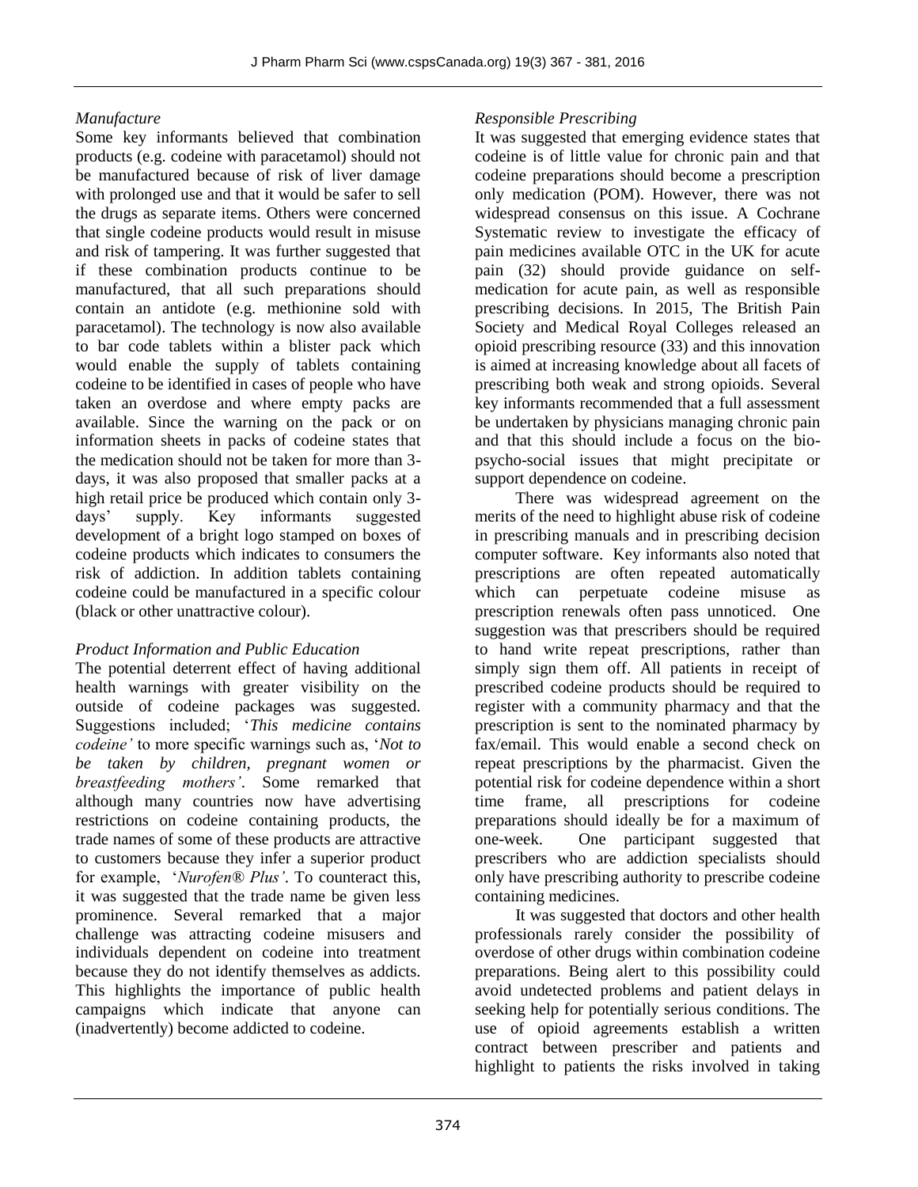*Manufacture*

Some key informants believed that combination products (e.g. codeine with paracetamol) should not be manufactured because of risk of liver damage with prolonged use and that it would be safer to sell the drugs as separate items. Others were concerned that single codeine products would result in misuse and risk of tampering. It was further suggested that if these combination products continue to be manufactured, that all such preparations should contain an antidote (e.g. methionine sold with paracetamol). The technology is now also available to bar code tablets within a blister pack which would enable the supply of tablets containing codeine to be identified in cases of people who have taken an overdose and where empty packs are available. Since the warning on the pack or on information sheets in packs of codeine states that the medication should not be taken for more than 3-days, it was also proposed that smaller packs at a high retail price be produced which contain only 3-days' supply. Key informants suggested development of a bright logo stamped on boxes of codeine products which indicates to consumers the risk of addiction. In addition tablets containing codeine could be manufactured in a specific colour (black or other unattractive colour).

*Product Information and Public Education*

The potential deterrent effect of having additional health warnings with greater visibility on the outside of codeine packages was suggested. Suggestions included; '*This medicine contains codeine'* to more specific warnings such as, '*Not to be taken by children, pregnant women or breastfeeding mothers'*. Some remarked that although many countries now have advertising restrictions on codeine containing products, the trade names of some of these products are attractive to customers because they infer a superior product for example, '*Nurofen® Plus'*. To counteract this, it was suggested that the trade name be given less prominence. Several remarked that a major challenge was attracting codeine misusers and individuals dependent on codeine into treatment because they do not identify themselves as addicts. This highlights the importance of public health campaigns which indicate that anyone can (inadvertently) become addicted to codeine.

*Responsible Prescribing*

It was suggested that emerging evidence states that codeine is of little value for chronic pain and that codeine preparations should become a prescription only medication (POM). However, there was not widespread consensus on this issue. A Cochrane Systematic review to investigate the efficacy of pain medicines available OTC in the UK for acute pain (32) should provide guidance on self-medication for acute pain, as well as responsible prescribing decisions. In 2015, The British Pain Society and Medical Royal Colleges released an opioid prescribing resource (33) and this innovation is aimed at increasing knowledge about all facets of prescribing both weak and strong opioids. Several key informants recommended that a full assessment be undertaken by physicians managing chronic pain and that this should include a focus on the bio-psycho-social issues that might precipitate or support dependence on codeine.

There was widespread agreement on the merits of the need to highlight abuse risk of codeine in prescribing manuals and in prescribing decision computer software. Key informants also noted that prescriptions are often repeated automatically which can perpetuate codeine misuse as prescription renewals often pass unnoticed. One suggestion was that prescribers should be required to hand write repeat prescriptions, rather than simply sign them off. All patients in receipt of prescribed codeine products should be required to register with a community pharmacy and that the prescription is sent to the nominated pharmacy by fax/email. This would enable a second check on repeat prescriptions by the pharmacist. Given the potential risk for codeine dependence within a short time frame, all prescriptions for codeine preparations should ideally be for a maximum of one-week. One participant suggested that prescribers who are addiction specialists should only have prescribing authority to prescribe codeine containing medicines.

It was suggested that doctors and other health professionals rarely consider the possibility of overdose of other drugs within combination codeine preparations. Being alert to this possibility could avoid undetected problems and patient delays in seeking help for potentially serious conditions. The use of opioid agreements establish a written contract between prescriber and patients and highlight to patients the risks involved in taking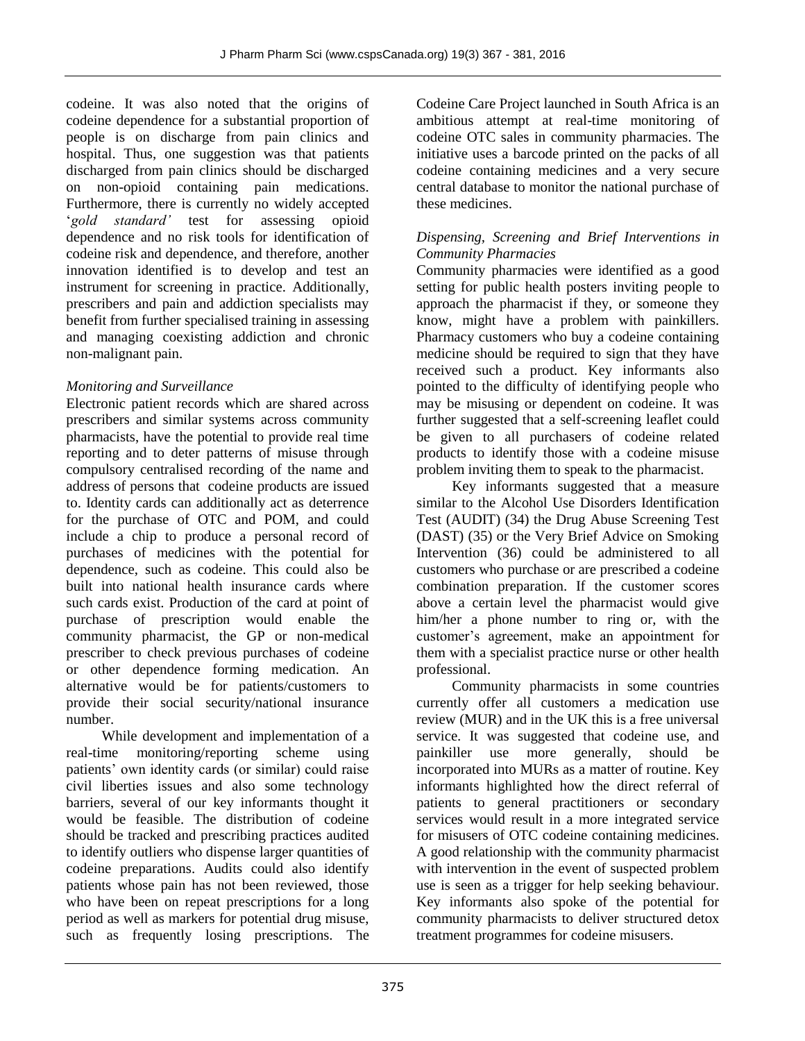codeine. It was also noted that the origins of codeine dependence for a substantial proportion of people is on discharge from pain clinics and hospital. Thus, one suggestion was that patients discharged from pain clinics should be discharged on non-opioid containing pain medications. Furthermore, there is currently no widely accepted '*gold standard'* test for assessing opioid dependence and no risk tools for identification of codeine risk and dependence, and therefore, another innovation identified is to develop and test an instrument for screening in practice. Additionally, prescribers and pain and addiction specialists may benefit from further specialised training in assessing and managing coexisting addiction and chronic non-malignant pain.

*Monitoring and Surveillance*

Electronic patient records which are shared across prescribers and similar systems across community pharmacists, have the potential to provide real time reporting and to deter patterns of misuse through compulsory centralised recording of the name and address of persons that codeine products are issued to. Identity cards can additionally act as deterrence for the purchase of OTC and POM, and could include a chip to produce a personal record of purchases of medicines with the potential for dependence, such as codeine. This could also be built into national health insurance cards where such cards exist. Production of the card at point of purchase of prescription would enable the community pharmacist, the GP or non-medical prescriber to check previous purchases of codeine or other dependence forming medication. An alternative would be for patients/customers to provide their social security/national insurance number.

While development and implementation of a real-time monitoring/reporting scheme using patients' own identity cards (or similar) could raise civil liberties issues and also some technology barriers, several of our key informants thought it would be feasible. The distribution of codeine should be tracked and prescribing practices audited to identify outliers who dispense larger quantities of codeine preparations. Audits could also identify patients whose pain has not been reviewed, those who have been on repeat prescriptions for a long period as well as markers for potential drug misuse, such as frequently losing prescriptions. The Codeine Care Project launched in South Africa is an ambitious attempt at real-time monitoring of codeine OTC sales in community pharmacies. The initiative uses a barcode printed on the packs of all codeine containing medicines and a very secure central database to monitor the national purchase of these medicines.

*Dispensing, Screening and Brief Interventions in Community Pharmacies*

Community pharmacies were identified as a good setting for public health posters inviting people to approach the pharmacist if they, or someone they know, might have a problem with painkillers. Pharmacy customers who buy a codeine containing medicine should be required to sign that they have received such a product. Key informants also pointed to the difficulty of identifying people who may be misusing or dependent on codeine. It was further suggested that a self-screening leaflet could be given to all purchasers of codeine related products to identify those with a codeine misuse problem inviting them to speak to the pharmacist.

Key informants suggested that a measure similar to the Alcohol Use Disorders Identification Test (AUDIT) (34) the Drug Abuse Screening Test (DAST) (35) or the Very Brief Advice on Smoking Intervention (36) could be administered to all customers who purchase or are prescribed a codeine combination preparation. If the customer scores above a certain level the pharmacist would give him/her a phone number to ring or, with the customer's agreement, make an appointment for them with a specialist practice nurse or other health professional.

Community pharmacists in some countries currently offer all customers a medication use review (MUR) and in the UK this is a free universal service. It was suggested that codeine use, and painkiller use more generally, should be incorporated into MURs as a matter of routine. Key informants highlighted how the direct referral of patients to general practitioners or secondary services would result in a more integrated service for misusers of OTC codeine containing medicines. A good relationship with the community pharmacist with intervention in the event of suspected problem use is seen as a trigger for help seeking behaviour. Key informants also spoke of the potential for community pharmacists to deliver structured detox treatment programmes for codeine misusers.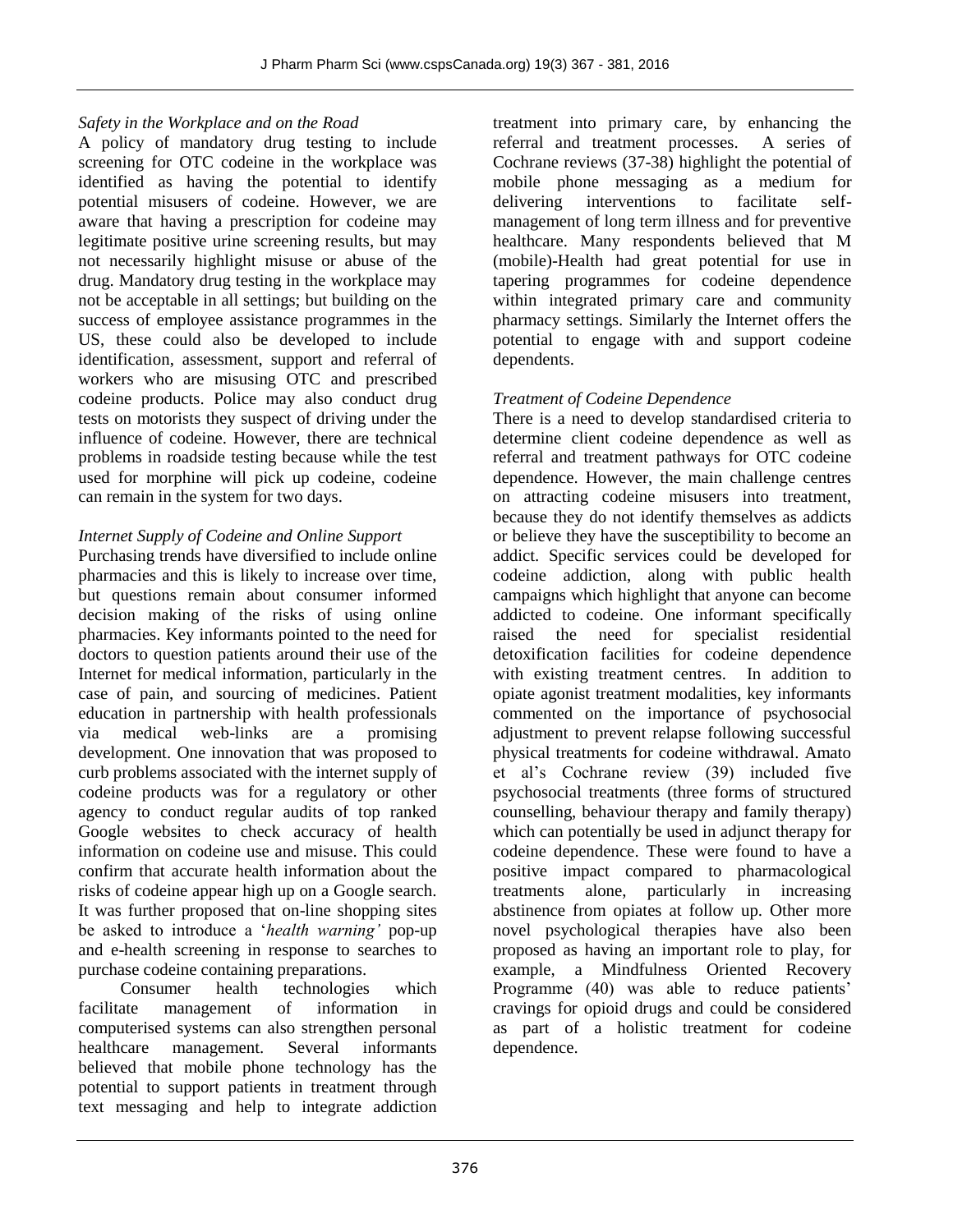*Safety in the Workplace and on the Road*

A policy of mandatory drug testing to include screening for OTC codeine in the workplace was identified as having the potential to identify potential misusers of codeine. However, we are aware that having a prescription for codeine may legitimate positive urine screening results, but may not necessarily highlight misuse or abuse of the drug. Mandatory drug testing in the workplace may not be acceptable in all settings; but building on the success of employee assistance programmes in the US, these could also be developed to include identification, assessment, support and referral of workers who are misusing OTC and prescribed codeine products. Police may also conduct drug tests on motorists they suspect of driving under the influence of codeine. However, there are technical problems in roadside testing because while the test used for morphine will pick up codeine, codeine can remain in the system for two days.

*Internet Supply of Codeine and Online Support*

Purchasing trends have diversified to include online pharmacies and this is likely to increase over time, but questions remain about consumer informed decision making of the risks of using online pharmacies. Key informants pointed to the need for doctors to question patients around their use of the Internet for medical information, particularly in the case of pain, and sourcing of medicines. Patient education in partnership with health professionals via medical web-links are a promising development. One innovation that was proposed to curb problems associated with the internet supply of codeine products was for a regulatory or other agency to conduct regular audits of top ranked Google websites to check accuracy of health information on codeine use and misuse. This could confirm that accurate health information about the risks of codeine appear high up on a Google search. It was further proposed that on-line shopping sites be asked to introduce a '*health warning'* pop-up and e-health screening in response to searches to purchase codeine containing preparations.

Consumer health technologies which facilitate management of information in computerised systems can also strengthen personal healthcare management. Several informants believed that mobile phone technology has the potential to support patients in treatment through text messaging and help to integrate addiction treatment into primary care, by enhancing the referral and treatment processes. A series of Cochrane reviews (37-38) highlight the potential of mobile phone messaging as a medium for delivering interventions to facilitate self-management of long term illness and for preventive healthcare. Many respondents believed that M (mobile)-Health had great potential for use in tapering programmes for codeine dependence within integrated primary care and community pharmacy settings. Similarly the Internet offers the potential to engage with and support codeine dependents.

*Treatment of Codeine Dependence*

There is a need to develop standardised criteria to determine client codeine dependence as well as referral and treatment pathways for OTC codeine dependence. However, the main challenge centres on attracting codeine misusers into treatment, because they do not identify themselves as addicts or believe they have the susceptibility to become an addict. Specific services could be developed for codeine addiction, along with public health campaigns which highlight that anyone can become addicted to codeine. One informant specifically raised the need for specialist residential detoxification facilities for codeine dependence with existing treatment centres. In addition to opiate agonist treatment modalities, key informants commented on the importance of psychosocial adjustment to prevent relapse following successful physical treatments for codeine withdrawal. Amato et al's Cochrane review (39) included five psychosocial treatments (three forms of structured counselling, behaviour therapy and family therapy) which can potentially be used in adjunct therapy for codeine dependence. These were found to have a positive impact compared to pharmacological treatments alone, particularly in increasing abstinence from opiates at follow up. Other more novel psychological therapies have also been proposed as having an important role to play, for example, a Mindfulness Oriented Recovery Programme (40) was able to reduce patients' cravings for opioid drugs and could be considered as part of a holistic treatment for codeine dependence.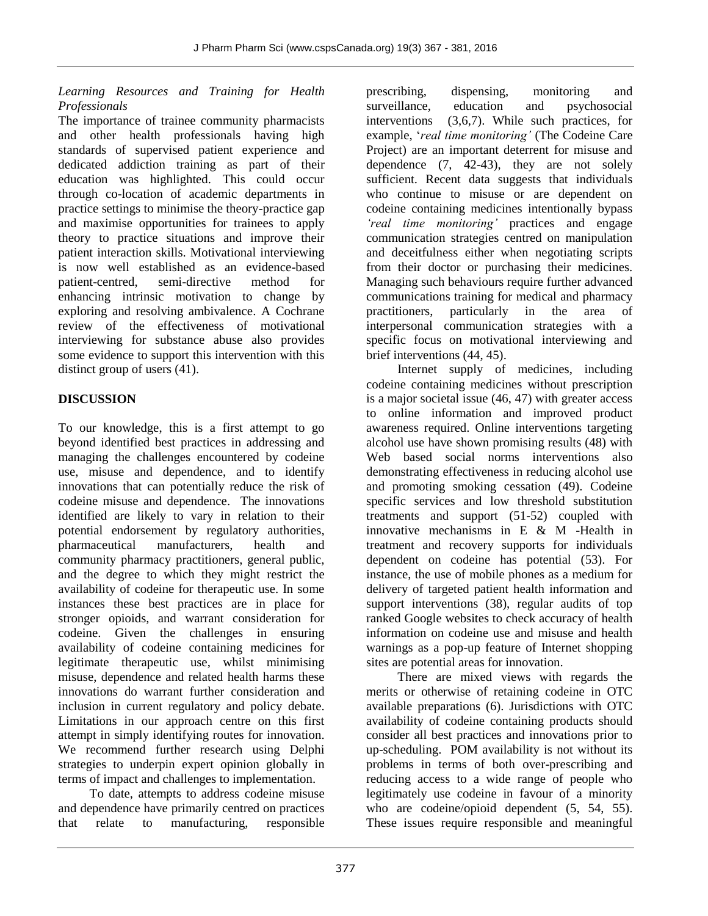*Learning Resources and Training for Health Professionals*

The importance of trainee community pharmacists and other health professionals having high standards of supervised patient experience and dedicated addiction training as part of their education was highlighted. This could occur through co-location of academic departments in practice settings to minimise the theory-practice gap and maximise opportunities for trainees to apply theory to practice situations and improve their patient interaction skills. Motivational interviewing is now well established as an evidence-based patient-centred, semi-directive method for enhancing intrinsic motivation to change by exploring and resolving ambivalence. A Cochrane review of the effectiveness of motivational interviewing for substance abuse also provides some evidence to support this intervention with this distinct group of users (41).

## DISCUSSION

To our knowledge, this is a first attempt to go beyond identified best practices in addressing and managing the challenges encountered by codeine use, misuse and dependence, and to identify innovations that can potentially reduce the risk of codeine misuse and dependence. The innovations identified are likely to vary in relation to their potential endorsement by regulatory authorities, pharmaceutical manufacturers, health and community pharmacy practitioners, general public, and the degree to which they might restrict the availability of codeine for therapeutic use. In some instances these best practices are in place for stronger opioids, and warrant consideration for codeine. Given the challenges in ensuring availability of codeine containing medicines for legitimate therapeutic use, whilst minimising misuse, dependence and related health harms these innovations do warrant further consideration and inclusion in current regulatory and policy debate. Limitations in our approach centre on this first attempt in simply identifying routes for innovation. We recommend further research using Delphi strategies to underpin expert opinion globally in terms of impact and challenges to implementation.

To date, attempts to address codeine misuse and dependence have primarily centred on practices that relate to manufacturing, responsible prescribing, dispensing, monitoring and surveillance, education and psychosocial interventions (3,6,7). While such practices, for example, '*real time monitoring'* (The Codeine Care Project) are an important deterrent for misuse and dependence (7, 42-43), they are not solely sufficient. Recent data suggests that individuals who continue to misuse or are dependent on codeine containing medicines intentionally bypass *'real time monitoring'* practices and engage communication strategies centred on manipulation and deceitfulness either when negotiating scripts from their doctor or purchasing their medicines. Managing such behaviours require further advanced communications training for medical and pharmacy practitioners, particularly in the area of interpersonal communication strategies with a specific focus on motivational interviewing and brief interventions (44, 45).

Internet supply of medicines, including codeine containing medicines without prescription is a major societal issue (46, 47) with greater access to online information and improved product awareness required. Online interventions targeting alcohol use have shown promising results (48) with Web based social norms interventions also demonstrating effectiveness in reducing alcohol use and promoting smoking cessation (49). Codeine specific services and low threshold substitution treatments and support (51-52) coupled with innovative mechanisms in E & M -Health in treatment and recovery supports for individuals dependent on codeine has potential (53). For instance, the use of mobile phones as a medium for delivery of targeted patient health information and support interventions (38), regular audits of top ranked Google websites to check accuracy of health information on codeine use and misuse and health warnings as a pop-up feature of Internet shopping sites are potential areas for innovation.

There are mixed views with regards the merits or otherwise of retaining codeine in OTC available preparations (6). Jurisdictions with OTC availability of codeine containing products should consider all best practices and innovations prior to up-scheduling. POM availability is not without its problems in terms of both over-prescribing and reducing access to a wide range of people who legitimately use codeine in favour of a minority who are codeine/opioid dependent (5, 54, 55). These issues require responsible and meaningful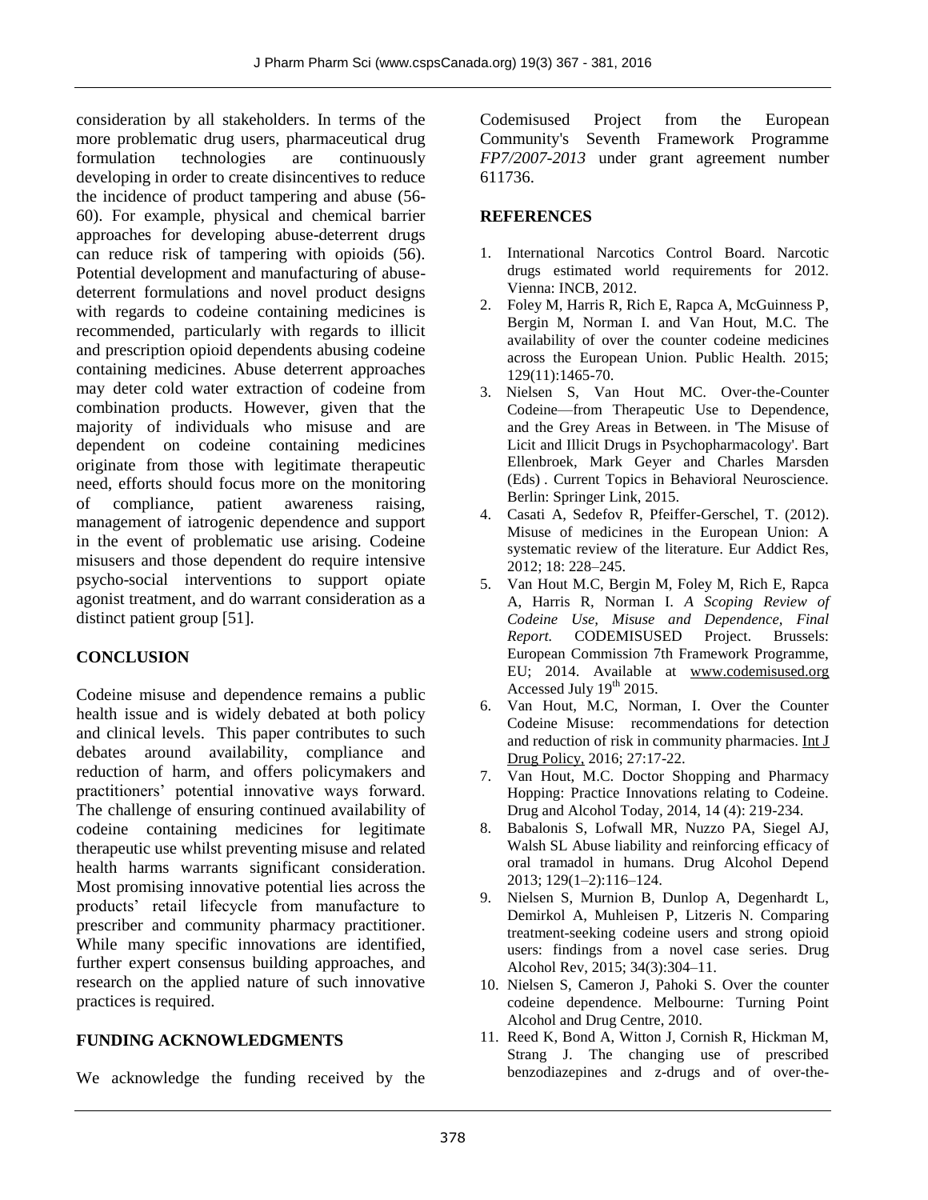consideration by all stakeholders. In terms of the more problematic drug users, pharmaceutical drug formulation technologies are continuously developing in order to create disincentives to reduce the incidence of product tampering and abuse (56-60). For example, physical and chemical barrier approaches for developing abuse-deterrent drugs can reduce risk of tampering with opioids (56). Potential development and manufacturing of abuse-deterrent formulations and novel product designs with regards to codeine containing medicines is recommended, particularly with regards to illicit and prescription opioid dependents abusing codeine containing medicines. Abuse deterrent approaches may deter cold water extraction of codeine from combination products. However, given that the majority of individuals who misuse and are dependent on codeine containing medicines originate from those with legitimate therapeutic need, efforts should focus more on the monitoring of compliance, patient awareness raising, management of iatrogenic dependence and support in the event of problematic use arising. Codeine misusers and those dependent do require intensive psycho-social interventions to support opiate agonist treatment, and do warrant consideration as a distinct patient group [51].

## CONCLUSION

Codeine misuse and dependence remains a public health issue and is widely debated at both policy and clinical levels. This paper contributes to such debates around availability, compliance and reduction of harm, and offers policymakers and practitioners' potential innovative ways forward. The challenge of ensuring continued availability of codeine containing medicines for legitimate therapeutic use whilst preventing misuse and related health harms warrants significant consideration. Most promising innovative potential lies across the products' retail lifecycle from manufacture to prescriber and community pharmacy practitioner. While many specific innovations are identified, further expert consensus building approaches, and research on the applied nature of such innovative practices is required.

## FUNDING ACKNOWLEDGMENTS

We acknowledge the funding received by the Codemisused Project from the European Community's Seventh Framework Programme *FP7/2007-2013* under grant agreement number 611736.

## REFERENCES

1. International Narcotics Control Board. Narcotic drugs estimated world requirements for 2012. Vienna: INCB, 2012.
2. Foley M, Harris R, Rich E, Rapca A, McGuinness P, Bergin M, Norman I. and Van Hout, M.C. The availability of over the counter codeine medicines across the European Union. Public Health. 2015; 129(11):1465-70.
3. Nielsen S, Van Hout MC. Over-the-Counter Codeine—from Therapeutic Use to Dependence, and the Grey Areas in Between. in 'The Misuse of Licit and Illicit Drugs in Psychopharmacology'. Bart Ellenbroek, Mark Geyer and Charles Marsden (Eds) . Current Topics in Behavioral Neuroscience. Berlin: Springer Link, 2015.
4. Casati A, Sedefov R, Pfeiffer-Gerschel, T. (2012). Misuse of medicines in the European Union: A systematic review of the literature. Eur Addict Res, 2012; 18: 228–245.
5. Van Hout M.C, Bergin M, Foley M, Rich E, Rapca A, Harris R, Norman I. *A Scoping Review of Codeine Use, Misuse and Dependence, Final Report.* CODEMISUSED Project. Brussels: European Commission 7th Framework Programme, EU; 2014. Available at www.codemisused.org Accessed July 19th 2015.
6. Van Hout, M.C, Norman, I. Over the Counter Codeine Misuse: recommendations for detection and reduction of risk in community pharmacies. Int J Drug Policy, 2016; 27:17-22.
7. Van Hout, M.C. Doctor Shopping and Pharmacy Hopping: Practice Innovations relating to Codeine. Drug and Alcohol Today, 2014, 14 (4): 219-234.
8. Babalonis S, Lofwall MR, Nuzzo PA, Siegel AJ, Walsh SL Abuse liability and reinforcing efficacy of oral tramadol in humans. Drug Alcohol Depend 2013; 129(1–2):116–124.
9. Nielsen S, Murnion B, Dunlop A, Degenhardt L, Demirkol A, Muhleisen P, Litzeris N. Comparing treatment-seeking codeine users and strong opioid users: findings from a novel case series. Drug Alcohol Rev, 2015; 34(3):304–11.
10. Nielsen S, Cameron J, Pahoki S. Over the counter codeine dependence. Melbourne: Turning Point Alcohol and Drug Centre, 2010.
11. Reed K, Bond A, Witton J, Cornish R, Hickman M, Strang J. The changing use of prescribed benzodiazepines and z-drugs and of over-the-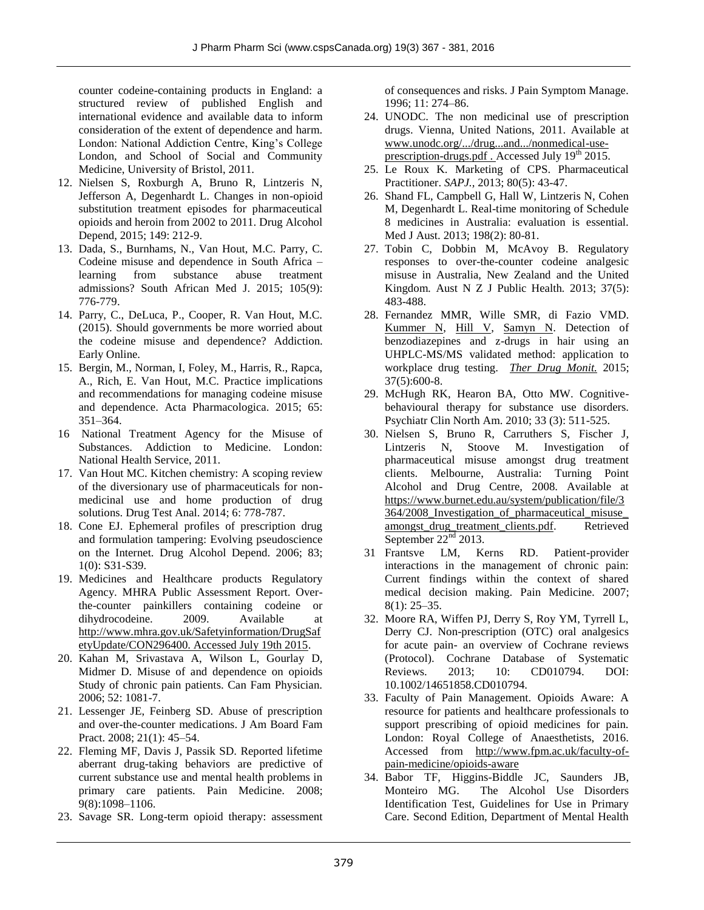counter codeine-containing products in England: a structured review of published English and international evidence and available data to inform consideration of the extent of dependence and harm. London: National Addiction Centre, King's College London, and School of Social and Community Medicine, University of Bristol, 2011.

12. Nielsen S, Roxburgh A, Bruno R, Lintzeris N, Jefferson A, Degenhardt L. Changes in non-opioid substitution treatment episodes for pharmaceutical opioids and heroin from 2002 to 2011. Drug Alcohol Depend, 2015; 149: 212-9.
13. Dada, S., Burnhams, N., Van Hout, M.C. Parry, C. Codeine misuse and dependence in South Africa – learning from substance abuse treatment admissions? South African Med J. 2015; 105(9): 776-779.
14. Parry, C., DeLuca, P., Cooper, R. Van Hout, M.C. (2015). Should governments be more worried about the codeine misuse and dependence? Addiction. Early Online.
15. Bergin, M., Norman, I, Foley, M., Harris, R., Rapca, A., Rich, E. Van Hout, M.C. Practice implications and recommendations for managing codeine misuse and dependence. Acta Pharmacologica. 2015; 65: 351–364.
16. National Treatment Agency for the Misuse of Substances. Addiction to Medicine. London: National Health Service, 2011.
17. Van Hout MC. Kitchen chemistry: A scoping review of the diversionary use of pharmaceuticals for non-medicinal use and home production of drug solutions. Drug Test Anal. 2014; 6: 778-787.
18. Cone EJ. Ephemeral profiles of prescription drug and formulation tampering: Evolving pseudoscience on the Internet. Drug Alcohol Depend. 2006; 83; 1(0): S31-S39.
19. Medicines and Healthcare products Regulatory Agency. MHRA Public Assessment Report. Over-the-counter painkillers containing codeine or dihydrocodeine. 2009. Available at http://www.mhra.gov.uk/Safetyinformation/DrugSafetyUpdate/CON296400. Accessed July 19th 2015.
20. Kahan M, Srivastava A, Wilson L, Gourlay D, Midmer D. Misuse of and dependence on opioids Study of chronic pain patients. Can Fam Physician. 2006; 52: 1081-7.
21. Lessenger JE, Feinberg SD. Abuse of prescription and over-the-counter medications. J Am Board Fam Pract. 2008; 21(1): 45–54.
22. Fleming MF, Davis J, Passik SD. Reported lifetime aberrant drug-taking behaviors are predictive of current substance use and mental health problems in primary care patients. Pain Medicine. 2008; 9(8):1098–1106.
23. Savage SR. Long-term opioid therapy: assessment of consequences and risks. J Pain Symptom Manage. 1996; 11: 274–86.
24. UNODC. The non medicinal use of prescription drugs. Vienna, United Nations, 2011. Available at www.unodc.org/.../drug...and.../nonmedical-use-prescription-drugs.pdf . Accessed July 19th 2015.
25. Le Roux K. Marketing of CPS. Pharmaceutical Practitioner. *SAPJ.*, 2013; 80(5): 43-47.
26. Shand FL, Campbell G, Hall W, Lintzeris N, Cohen M, Degenhardt L. Real-time monitoring of Schedule 8 medicines in Australia: evaluation is essential. Med J Aust. 2013; 198(2): 80-81.
27. Tobin C, Dobbin M, McAvoy B. Regulatory responses to over-the-counter codeine analgesic misuse in Australia, New Zealand and the United Kingdom. Aust N Z J Public Health. 2013; 37(5): 483-488.
28. Fernandez MMR, Wille SMR, di Fazio VMD. Kummer N, Hill V, Samyn N. Detection of benzodiazepines and z-drugs in hair using an UHPLC-MS/MS validated method: application to workplace drug testing. *Ther Drug Monit.* 2015; 37(5):600-8.
29. McHugh RK, Hearon BA, Otto MW. Cognitive-behavioural therapy for substance use disorders. Psychiatr Clin North Am. 2010; 33 (3): 511-525.
30. Nielsen S, Bruno R, Carruthers S, Fischer J, Lintzeris N, Stoove M. Investigation of pharmaceutical misuse amongst drug treatment clients. Melbourne, Australia: Turning Point Alcohol and Drug Centre, 2008. Available at https://www.burnet.edu.au/system/publication/file/3364/2008_Investigation_of_pharmaceutical_misuse_amongst_drug_treatment_clients.pdf. Retrieved September 22nd 2013.
31. Frantsve LM, Kerns RD. Patient-provider interactions in the management of chronic pain: Current findings within the context of shared medical decision making. Pain Medicine. 2007; 8(1): 25–35.
32. Moore RA, Wiffen PJ, Derry S, Roy YM, Tyrrell L, Derry CJ. Non-prescription (OTC) oral analgesics for acute pain- an overview of Cochrane reviews (Protocol). Cochrane Database of Systematic Reviews. 2013; 10: CD010794. DOI: 10.1002/14651858.CD010794.
33. Faculty of Pain Management. Opioids Aware: A resource for patients and healthcare professionals to support prescribing of opioid medicines for pain. London: Royal College of Anaesthetists, 2016. Accessed from http://www.fpm.ac.uk/faculty-of-pain-medicine/opioids-aware
34. Babor TF, Higgins-Biddle JC, Saunders JB, Monteiro MG. The Alcohol Use Disorders Identification Test, Guidelines for Use in Primary Care. Second Edition, Department of Mental Health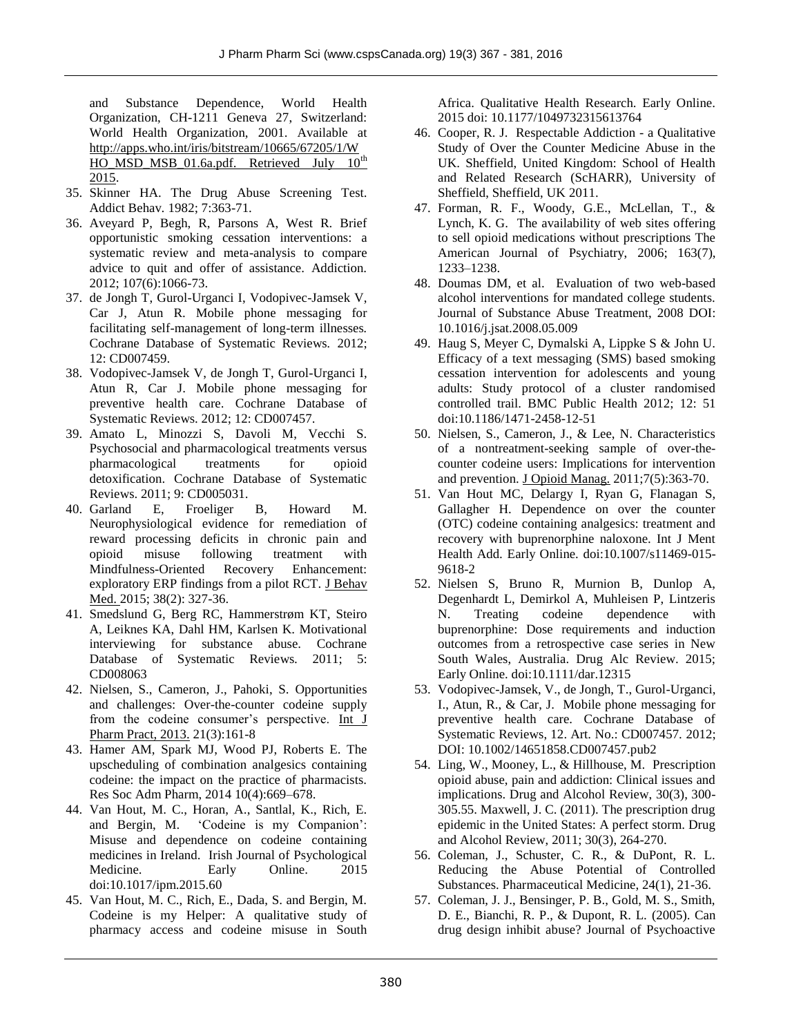and Substance Dependence, World Health Organization, CH-1211 Geneva 27, Switzerland: World Health Organization, 2001. Available at http://apps.who.int/iris/bitstream/10665/67205/1/WHO_MSD_MSB_01.6a.pdf. Retrieved July 10th 2015.

35. Skinner HA. The Drug Abuse Screening Test. Addict Behav. 1982; 7:363-71.
36. Aveyard P, Begh, R, Parsons A, West R. Brief opportunistic smoking cessation interventions: a systematic review and meta-analysis to compare advice to quit and offer of assistance. Addiction. 2012; 107(6):1066-73.
37. de Jongh T, Gurol-Urganci I, Vodopivec-Jamsek V, Car J, Atun R. Mobile phone messaging for facilitating self-management of long-term illnesses. Cochrane Database of Systematic Reviews. 2012; 12: CD007459.
38. Vodopivec-Jamsek V, de Jongh T, Gurol-Urganci I, Atun R, Car J. Mobile phone messaging for preventive health care. Cochrane Database of Systematic Reviews. 2012; 12: CD007457.
39. Amato L, Minozzi S, Davoli M, Vecchi S. Psychosocial and pharmacological treatments versus pharmacological treatments for opioid detoxification. Cochrane Database of Systematic Reviews. 2011; 9: CD005031.
40. Garland E, Froeliger B, Howard M. Neurophysiological evidence for remediation of reward processing deficits in chronic pain and opioid misuse following treatment with Mindfulness-Oriented Recovery Enhancement: exploratory ERP findings from a pilot RCT. J Behav Med. 2015; 38(2): 327-36.
41. Smedslund G, Berg RC, Hammerstrøm KT, Steiro A, Leiknes KA, Dahl HM, Karlsen K. Motivational interviewing for substance abuse. Cochrane Database of Systematic Reviews. 2011; 5: CD008063
42. Nielsen, S., Cameron, J., Pahoki, S. Opportunities and challenges: Over-the-counter codeine supply from the codeine consumer's perspective. Int J Pharm Pract, 2013. 21(3):161-8
43. Hamer AM, Spark MJ, Wood PJ, Roberts E. The upscheduling of combination analgesics containing codeine: the impact on the practice of pharmacists. Res Soc Adm Pharm, 2014 10(4):669–678.
44. Van Hout, M. C., Horan, A., Santlal, K., Rich, E. and Bergin, M. 'Codeine is my Companion': Misuse and dependence on codeine containing medicines in Ireland. Irish Journal of Psychological Medicine. Early Online. 2015 doi:10.1017/ipm.2015.60
45. Van Hout, M. C., Rich, E., Dada, S. and Bergin, M. Codeine is my Helper: A qualitative study of pharmacy access and codeine misuse in South Africa. Qualitative Health Research. Early Online. 2015 doi: 10.1177/1049732315613764
46. Cooper, R. J. Respectable Addiction - a Qualitative Study of Over the Counter Medicine Abuse in the UK. Sheffield, United Kingdom: School of Health and Related Research (ScHARR), University of Sheffield, Sheffield, UK 2011.
47. Forman, R. F., Woody, G.E., McLellan, T., & Lynch, K. G. The availability of web sites offering to sell opioid medications without prescriptions The American Journal of Psychiatry, 2006; 163(7), 1233–1238.
48. Doumas DM, et al. Evaluation of two web-based alcohol interventions for mandated college students. Journal of Substance Abuse Treatment, 2008 DOI: 10.1016/j.jsat.2008.05.009
49. Haug S, Meyer C, Dymalski A, Lippke S & John U. Efficacy of a text messaging (SMS) based smoking cessation intervention for adolescents and young adults: Study protocol of a cluster randomised controlled trail. BMC Public Health 2012; 12: 51 doi:10.1186/1471-2458-12-51
50. Nielsen, S., Cameron, J., & Lee, N. Characteristics of a nontreatment-seeking sample of over-the-counter codeine users: Implications for intervention and prevention. J Opioid Manag. 2011;7(5):363-70.
51. Van Hout MC, Delargy I, Ryan G, Flanagan S, Gallagher H. Dependence on over the counter (OTC) codeine containing analgesics: treatment and recovery with buprenorphine naloxone. Int J Ment Health Add. Early Online. doi:10.1007/s11469-015-9618-2
52. Nielsen S, Bruno R, Murnion B, Dunlop A, Degenhardt L, Demirkol A, Muhleisen P, Lintzeris N. Treating codeine dependence with buprenorphine: Dose requirements and induction outcomes from a retrospective case series in New South Wales, Australia. Drug Alc Review. 2015; Early Online. doi:10.1111/dar.12315
53. Vodopivec-Jamsek, V., de Jongh, T., Gurol-Urganci, I., Atun, R., & Car, J. Mobile phone messaging for preventive health care. Cochrane Database of Systematic Reviews, 12. Art. No.: CD007457. 2012; DOI: 10.1002/14651858.CD007457.pub2
54. Ling, W., Mooney, L., & Hillhouse, M. Prescription opioid abuse, pain and addiction: Clinical issues and implications. Drug and Alcohol Review, 30(3), 300-305.55. Maxwell, J. C. (2011). The prescription drug epidemic in the United States: A perfect storm. Drug and Alcohol Review, 2011; 30(3), 264-270.
56. Coleman, J., Schuster, C. R., & DuPont, R. L. Reducing the Abuse Potential of Controlled Substances. Pharmaceutical Medicine, 24(1), 21-36.
57. Coleman, J. J., Bensinger, P. B., Gold, M. S., Smith, D. E., Bianchi, R. P., & Dupont, R. L. (2005). Can drug design inhibit abuse? Journal of Psychoactive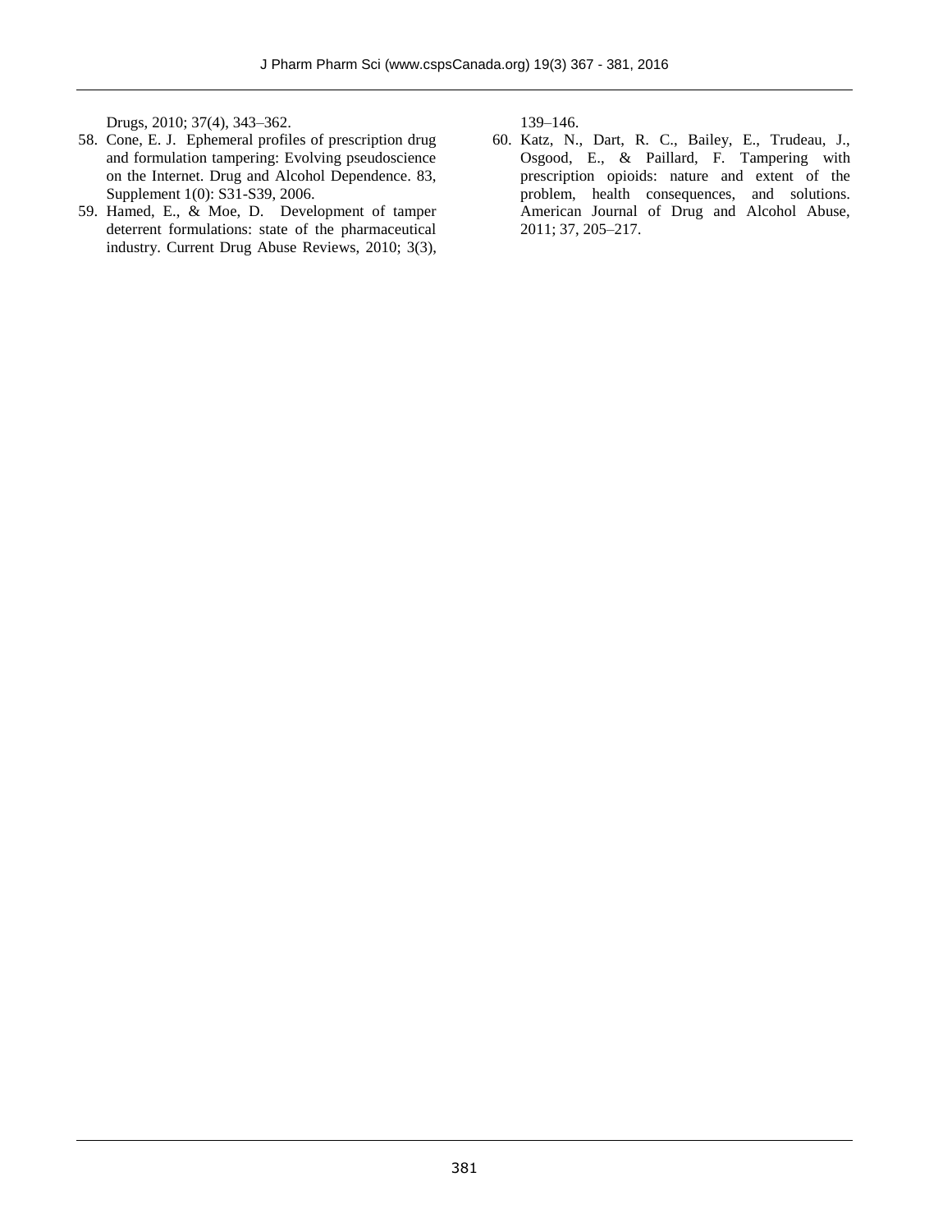Drugs, 2010; 37(4), 343–362.

58. Cone, E. J. Ephemeral profiles of prescription drug and formulation tampering: Evolving pseudoscience on the Internet. Drug and Alcohol Dependence. 83, Supplement 1(0): S31-S39, 2006.
59. Hamed, E., & Moe, D. Development of tamper deterrent formulations: state of the pharmaceutical industry. Current Drug Abuse Reviews, 2010; 3(3), 139–146.
60. Katz, N., Dart, R. C., Bailey, E., Trudeau, J., Osgood, E., & Paillard, F. Tampering with prescription opioids: nature and extent of the problem, health consequences, and solutions. American Journal of Drug and Alcohol Abuse, 2011; 37, 205–217.